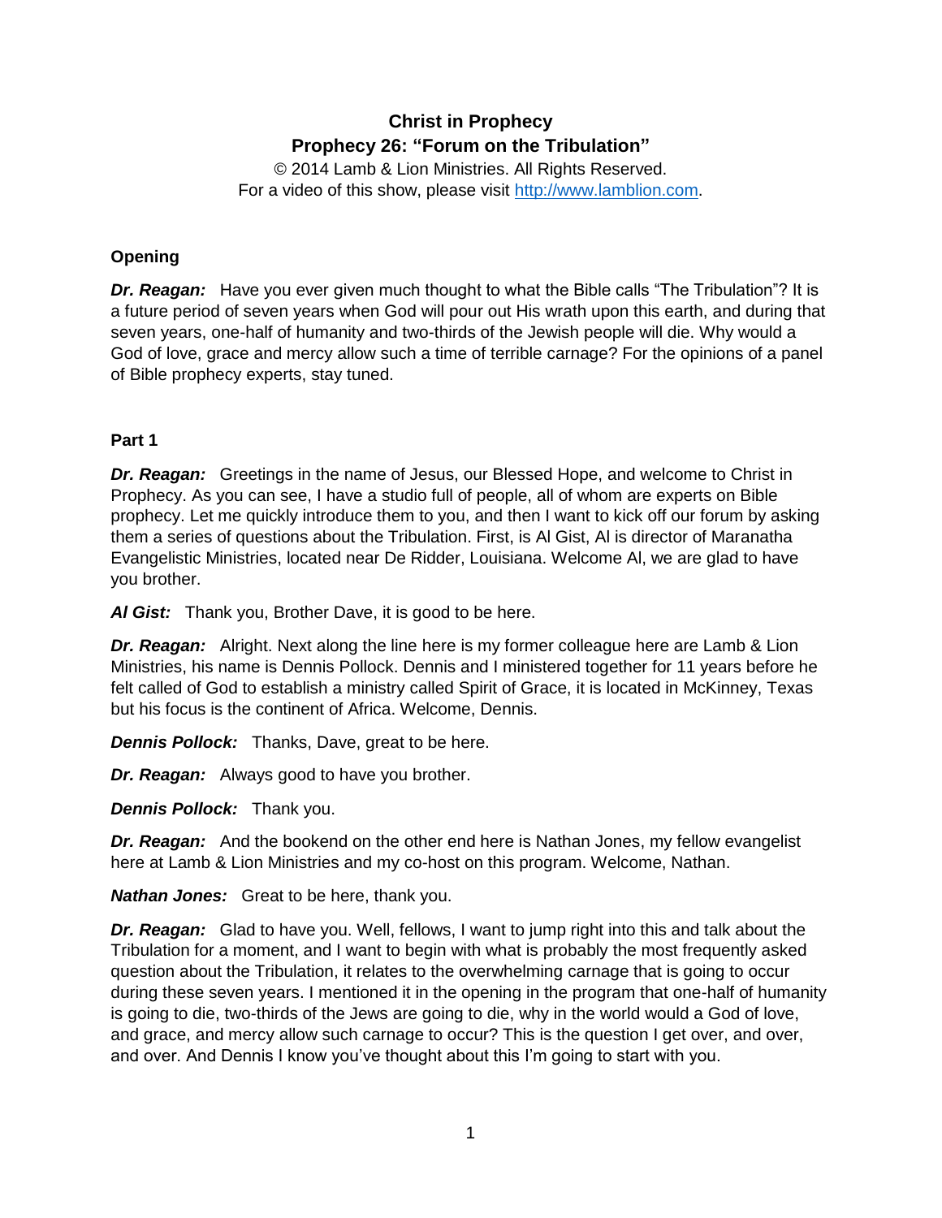# Christ in Prophecy
## Prophecy 26: "Forum on the Tribulation"

© 2014 Lamb & Lion Ministries. All Rights Reserved.
For a video of this show, please visit http://www.lamblion.com.

### Opening

***Dr. Reagan:*** Have you ever given much thought to what the Bible calls "The Tribulation"? It is a future period of seven years when God will pour out His wrath upon this earth, and during that seven years, one-half of humanity and two-thirds of the Jewish people will die. Why would a God of love, grace and mercy allow such a time of terrible carnage? For the opinions of a panel of Bible prophecy experts, stay tuned.

### Part 1

***Dr. Reagan:*** Greetings in the name of Jesus, our Blessed Hope, and welcome to Christ in Prophecy. As you can see, I have a studio full of people, all of whom are experts on Bible prophecy. Let me quickly introduce them to you, and then I want to kick off our forum by asking them a series of questions about the Tribulation. First, is Al Gist, Al is director of Maranatha Evangelistic Ministries, located near De Ridder, Louisiana. Welcome Al, we are glad to have you brother.

***Al Gist:*** Thank you, Brother Dave, it is good to be here.

***Dr. Reagan:*** Alright. Next along the line here is my former colleague here are Lamb & Lion Ministries, his name is Dennis Pollock. Dennis and I ministered together for 11 years before he felt called of God to establish a ministry called Spirit of Grace, it is located in McKinney, Texas but his focus is the continent of Africa. Welcome, Dennis.

***Dennis Pollock:*** Thanks, Dave, great to be here.

***Dr. Reagan:*** Always good to have you brother.

***Dennis Pollock:*** Thank you.

***Dr. Reagan:*** And the bookend on the other end here is Nathan Jones, my fellow evangelist here at Lamb & Lion Ministries and my co-host on this program. Welcome, Nathan.

***Nathan Jones:*** Great to be here, thank you.

***Dr. Reagan:*** Glad to have you. Well, fellows, I want to jump right into this and talk about the Tribulation for a moment, and I want to begin with what is probably the most frequently asked question about the Tribulation, it relates to the overwhelming carnage that is going to occur during these seven years. I mentioned it in the opening in the program that one-half of humanity is going to die, two-thirds of the Jews are going to die, why in the world would a God of love, and grace, and mercy allow such carnage to occur? This is the question I get over, and over, and over. And Dennis I know you've thought about this I'm going to start with you.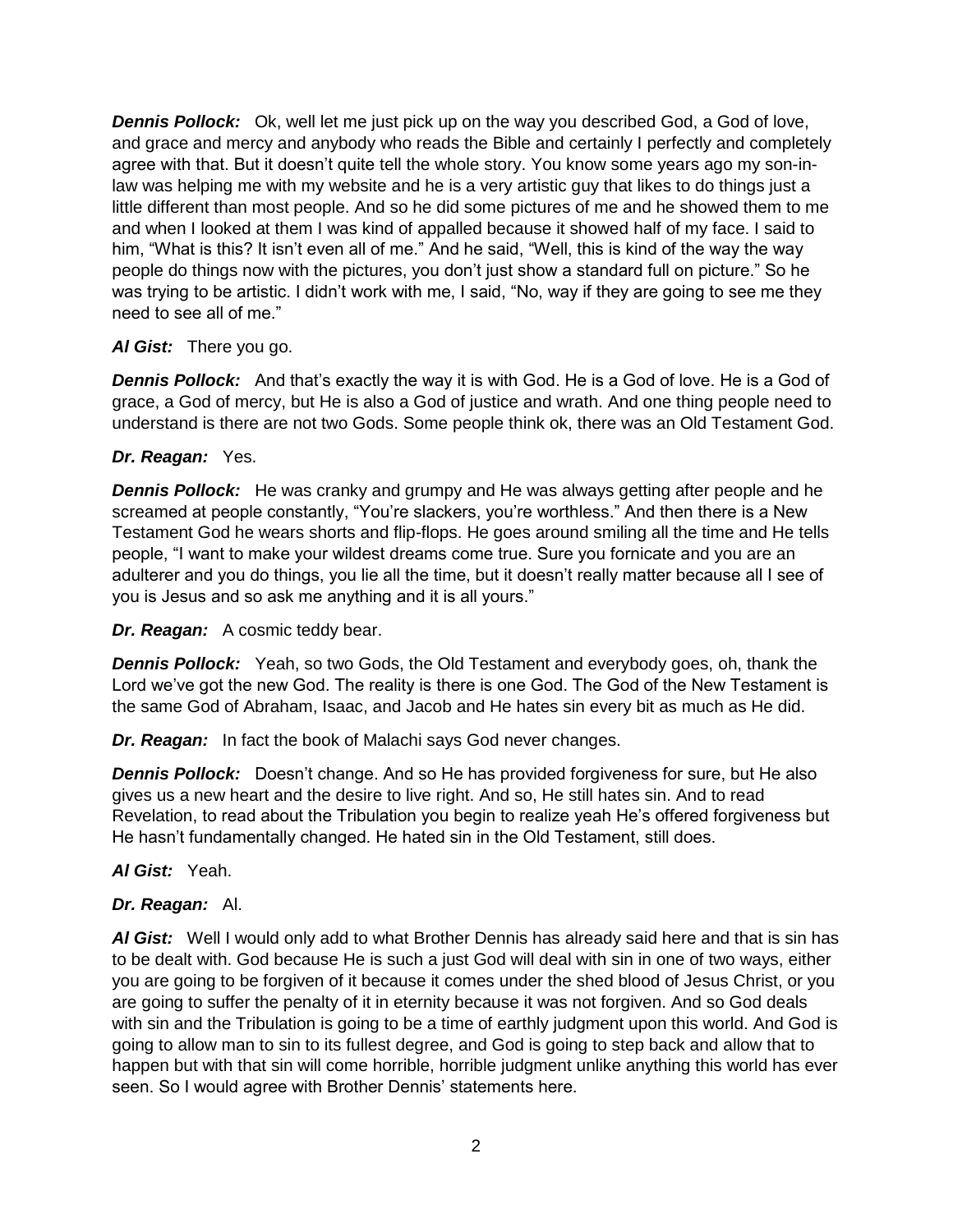***Dennis Pollock:*** Ok, well let me just pick up on the way you described God, a God of love, and grace and mercy and anybody who reads the Bible and certainly I perfectly and completely agree with that. But it doesn't quite tell the whole story. You know some years ago my son-in-law was helping me with my website and he is a very artistic guy that likes to do things just a little different than most people. And so he did some pictures of me and he showed them to me and when I looked at them I was kind of appalled because it showed half of my face. I said to him, "What is this? It isn't even all of me." And he said, "Well, this is kind of the way the way people do things now with the pictures, you don't just show a standard full on picture." So he was trying to be artistic. I didn't work with me, I said, "No, way if they are going to see me they need to see all of me."

***Al Gist:*** There you go.

***Dennis Pollock:*** And that's exactly the way it is with God. He is a God of love. He is a God of grace, a God of mercy, but He is also a God of justice and wrath. And one thing people need to understand is there are not two Gods. Some people think ok, there was an Old Testament God.

***Dr. Reagan:*** Yes.

***Dennis Pollock:*** He was cranky and grumpy and He was always getting after people and he screamed at people constantly, "You're slackers, you're worthless." And then there is a New Testament God he wears shorts and flip-flops. He goes around smiling all the time and He tells people, "I want to make your wildest dreams come true. Sure you fornicate and you are an adulterer and you do things, you lie all the time, but it doesn't really matter because all I see of you is Jesus and so ask me anything and it is all yours."

***Dr. Reagan:*** A cosmic teddy bear.

***Dennis Pollock:*** Yeah, so two Gods, the Old Testament and everybody goes, oh, thank the Lord we've got the new God. The reality is there is one God. The God of the New Testament is the same God of Abraham, Isaac, and Jacob and He hates sin every bit as much as He did.

***Dr. Reagan:*** In fact the book of Malachi says God never changes.

***Dennis Pollock:*** Doesn't change. And so He has provided forgiveness for sure, but He also gives us a new heart and the desire to live right. And so, He still hates sin. And to read Revelation, to read about the Tribulation you begin to realize yeah He's offered forgiveness but He hasn't fundamentally changed. He hated sin in the Old Testament, still does.

***Al Gist:*** Yeah.

***Dr. Reagan:*** Al.

***Al Gist:*** Well I would only add to what Brother Dennis has already said here and that is sin has to be dealt with. God because He is such a just God will deal with sin in one of two ways, either you are going to be forgiven of it because it comes under the shed blood of Jesus Christ, or you are going to suffer the penalty of it in eternity because it was not forgiven. And so God deals with sin and the Tribulation is going to be a time of earthly judgment upon this world. And God is going to allow man to sin to its fullest degree, and God is going to step back and allow that to happen but with that sin will come horrible, horrible judgment unlike anything this world has ever seen. So I would agree with Brother Dennis' statements here.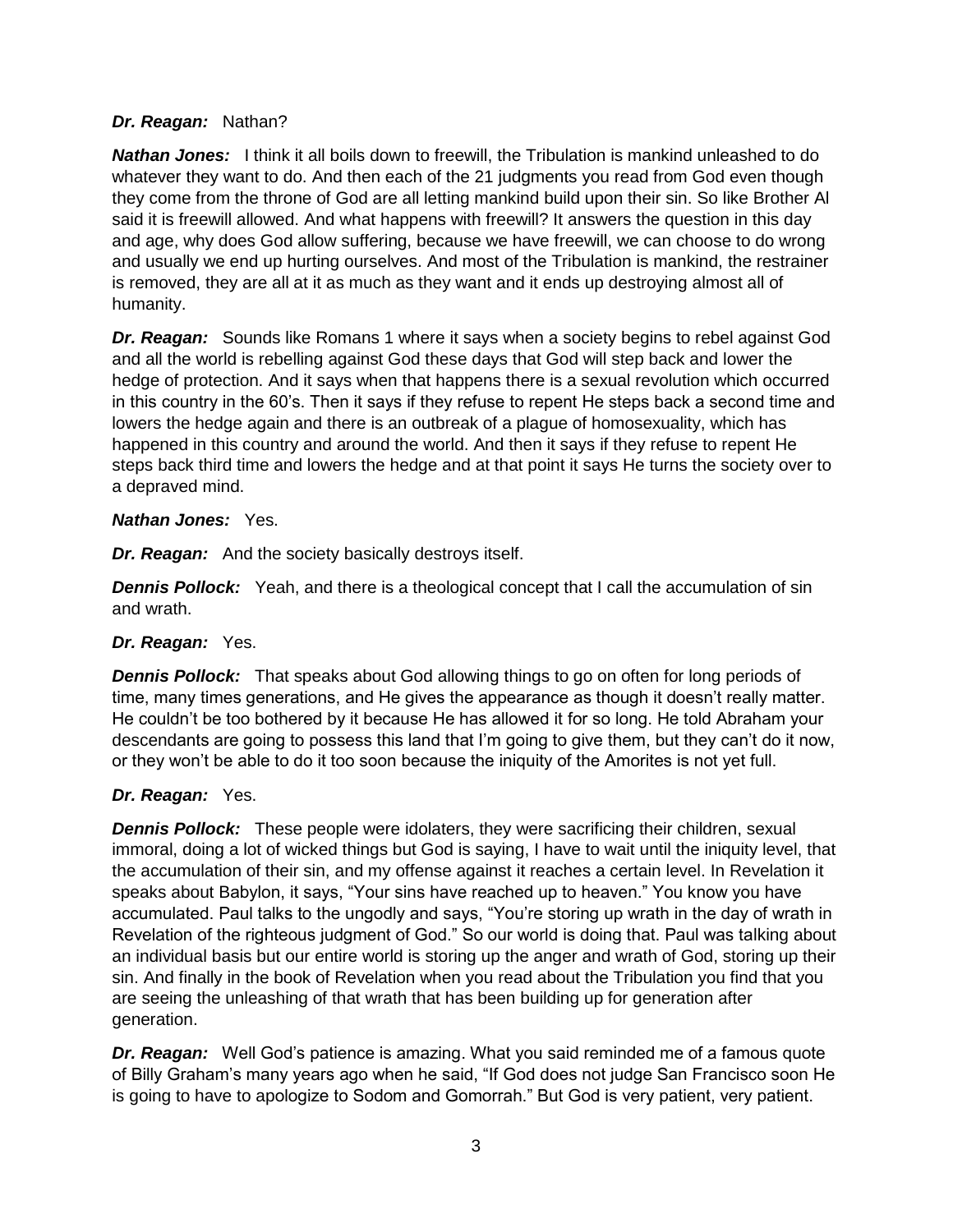***Dr. Reagan:*** Nathan?

***Nathan Jones:*** I think it all boils down to freewill, the Tribulation is mankind unleashed to do whatever they want to do. And then each of the 21 judgments you read from God even though they come from the throne of God are all letting mankind build upon their sin. So like Brother Al said it is freewill allowed. And what happens with freewill? It answers the question in this day and age, why does God allow suffering, because we have freewill, we can choose to do wrong and usually we end up hurting ourselves. And most of the Tribulation is mankind, the restrainer is removed, they are all at it as much as they want and it ends up destroying almost all of humanity.

***Dr. Reagan:*** Sounds like Romans 1 where it says when a society begins to rebel against God and all the world is rebelling against God these days that God will step back and lower the hedge of protection. And it says when that happens there is a sexual revolution which occurred in this country in the 60's. Then it says if they refuse to repent He steps back a second time and lowers the hedge again and there is an outbreak of a plague of homosexuality, which has happened in this country and around the world. And then it says if they refuse to repent He steps back third time and lowers the hedge and at that point it says He turns the society over to a depraved mind.

***Nathan Jones:*** Yes.

***Dr. Reagan:*** And the society basically destroys itself.

***Dennis Pollock:*** Yeah, and there is a theological concept that I call the accumulation of sin and wrath.

***Dr. Reagan:*** Yes.

***Dennis Pollock:*** That speaks about God allowing things to go on often for long periods of time, many times generations, and He gives the appearance as though it doesn't really matter. He couldn't be too bothered by it because He has allowed it for so long. He told Abraham your descendants are going to possess this land that I'm going to give them, but they can't do it now, or they won't be able to do it too soon because the iniquity of the Amorites is not yet full.

***Dr. Reagan:*** Yes.

***Dennis Pollock:*** These people were idolaters, they were sacrificing their children, sexual immoral, doing a lot of wicked things but God is saying, I have to wait until the iniquity level, that the accumulation of their sin, and my offense against it reaches a certain level. In Revelation it speaks about Babylon, it says, "Your sins have reached up to heaven." You know you have accumulated. Paul talks to the ungodly and says, "You're storing up wrath in the day of wrath in Revelation of the righteous judgment of God." So our world is doing that. Paul was talking about an individual basis but our entire world is storing up the anger and wrath of God, storing up their sin. And finally in the book of Revelation when you read about the Tribulation you find that you are seeing the unleashing of that wrath that has been building up for generation after generation.

***Dr. Reagan:*** Well God's patience is amazing. What you said reminded me of a famous quote of Billy Graham's many years ago when he said, "If God does not judge San Francisco soon He is going to have to apologize to Sodom and Gomorrah." But God is very patient, very patient.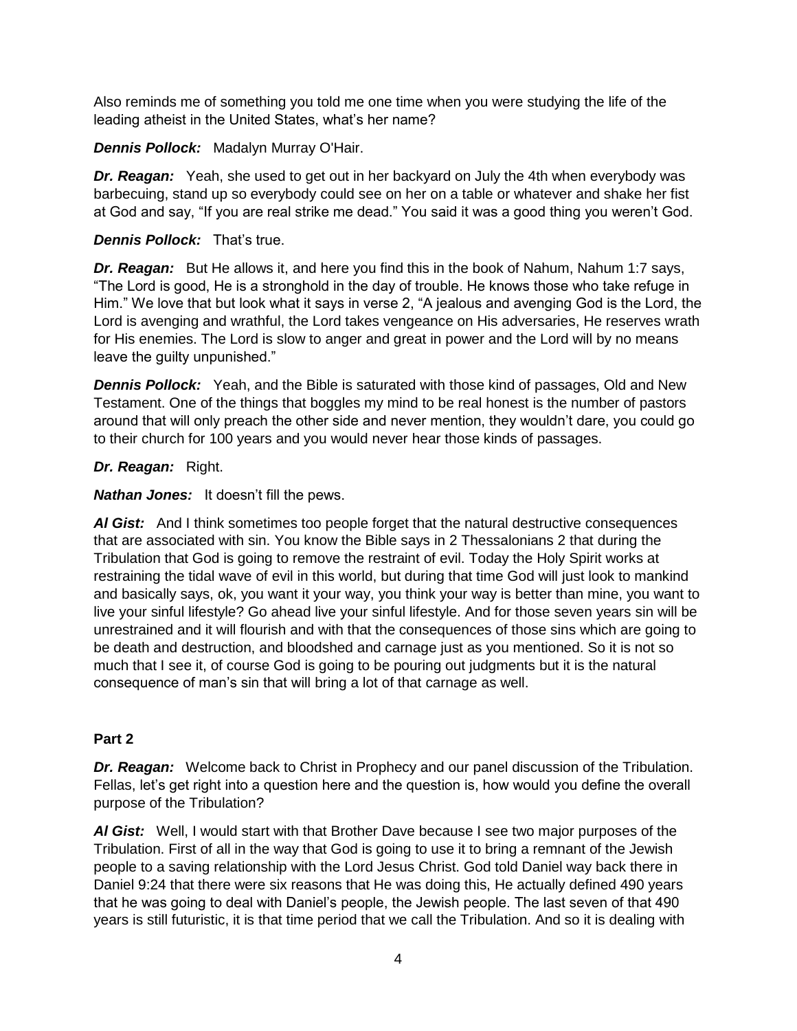Also reminds me of something you told me one time when you were studying the life of the leading atheist in the United States, what's her name?

***Dennis Pollock:*** Madalyn Murray O'Hair.

***Dr. Reagan:*** Yeah, she used to get out in her backyard on July the 4th when everybody was barbecuing, stand up so everybody could see on her on a table or whatever and shake her fist at God and say, "If you are real strike me dead." You said it was a good thing you weren't God.

***Dennis Pollock:*** That's true.

***Dr. Reagan:*** But He allows it, and here you find this in the book of Nahum, Nahum 1:7 says, "The Lord is good, He is a stronghold in the day of trouble. He knows those who take refuge in Him." We love that but look what it says in verse 2, "A jealous and avenging God is the Lord, the Lord is avenging and wrathful, the Lord takes vengeance on His adversaries, He reserves wrath for His enemies. The Lord is slow to anger and great in power and the Lord will by no means leave the guilty unpunished."

***Dennis Pollock:*** Yeah, and the Bible is saturated with those kind of passages, Old and New Testament. One of the things that boggles my mind to be real honest is the number of pastors around that will only preach the other side and never mention, they wouldn't dare, you could go to their church for 100 years and you would never hear those kinds of passages.

***Dr. Reagan:*** Right.

***Nathan Jones:*** It doesn't fill the pews.

***Al Gist:*** And I think sometimes too people forget that the natural destructive consequences that are associated with sin. You know the Bible says in 2 Thessalonians 2 that during the Tribulation that God is going to remove the restraint of evil. Today the Holy Spirit works at restraining the tidal wave of evil in this world, but during that time God will just look to mankind and basically says, ok, you want it your way, you think your way is better than mine, you want to live your sinful lifestyle? Go ahead live your sinful lifestyle. And for those seven years sin will be unrestrained and it will flourish and with that the consequences of those sins which are going to be death and destruction, and bloodshed and carnage just as you mentioned. So it is not so much that I see it, of course God is going to be pouring out judgments but it is the natural consequence of man's sin that will bring a lot of that carnage as well.

**Part 2**

***Dr. Reagan:*** Welcome back to Christ in Prophecy and our panel discussion of the Tribulation. Fellas, let's get right into a question here and the question is, how would you define the overall purpose of the Tribulation?

***Al Gist:*** Well, I would start with that Brother Dave because I see two major purposes of the Tribulation. First of all in the way that God is going to use it to bring a remnant of the Jewish people to a saving relationship with the Lord Jesus Christ. God told Daniel way back there in Daniel 9:24 that there were six reasons that He was doing this, He actually defined 490 years that he was going to deal with Daniel's people, the Jewish people. The last seven of that 490 years is still futuristic, it is that time period that we call the Tribulation. And so it is dealing with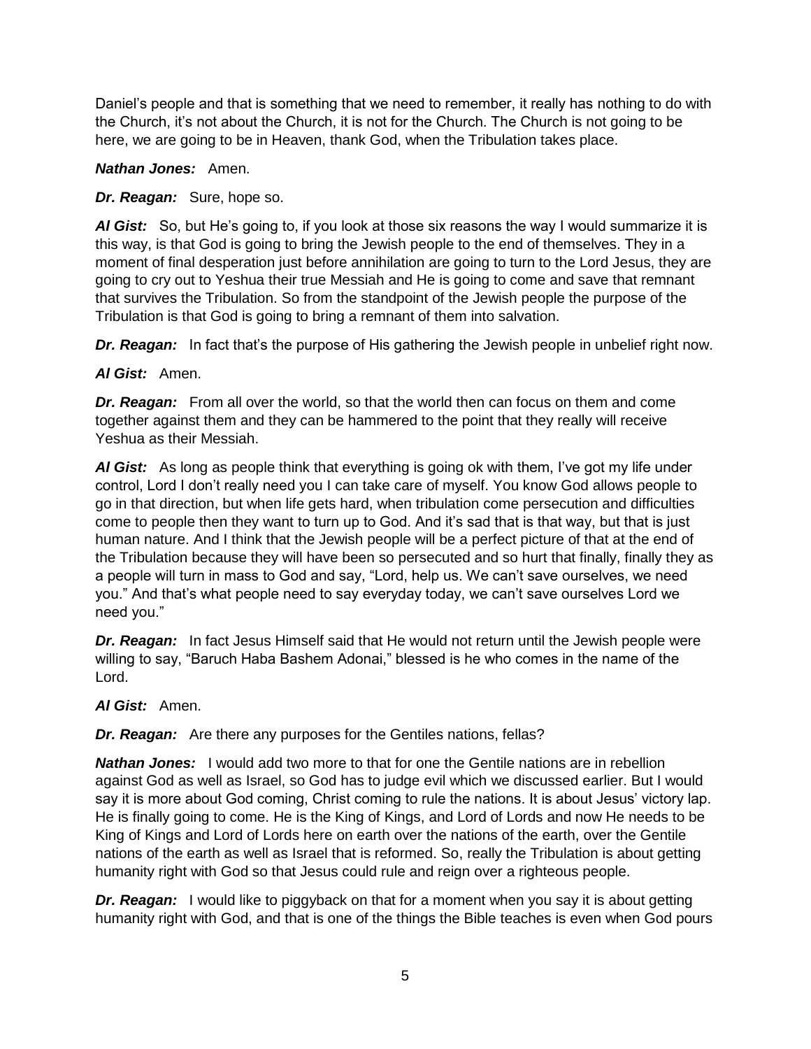Daniel's people and that is something that we need to remember, it really has nothing to do with the Church, it's not about the Church, it is not for the Church. The Church is not going to be here, we are going to be in Heaven, thank God, when the Tribulation takes place.

***Nathan Jones:*** Amen.

***Dr. Reagan:*** Sure, hope so.

***Al Gist:*** So, but He's going to, if you look at those six reasons the way I would summarize it is this way, is that God is going to bring the Jewish people to the end of themselves. They in a moment of final desperation just before annihilation are going to turn to the Lord Jesus, they are going to cry out to Yeshua their true Messiah and He is going to come and save that remnant that survives the Tribulation. So from the standpoint of the Jewish people the purpose of the Tribulation is that God is going to bring a remnant of them into salvation.

***Dr. Reagan:*** In fact that's the purpose of His gathering the Jewish people in unbelief right now.

***Al Gist:*** Amen.

***Dr. Reagan:*** From all over the world, so that the world then can focus on them and come together against them and they can be hammered to the point that they really will receive Yeshua as their Messiah.

***Al Gist:*** As long as people think that everything is going ok with them, I've got my life under control, Lord I don't really need you I can take care of myself. You know God allows people to go in that direction, but when life gets hard, when tribulation come persecution and difficulties come to people then they want to turn up to God. And it's sad that is that way, but that is just human nature. And I think that the Jewish people will be a perfect picture of that at the end of the Tribulation because they will have been so persecuted and so hurt that finally, finally they as a people will turn in mass to God and say, "Lord, help us. We can't save ourselves, we need you." And that's what people need to say everyday today, we can't save ourselves Lord we need you."

***Dr. Reagan:*** In fact Jesus Himself said that He would not return until the Jewish people were willing to say, "Baruch Haba Bashem Adonai," blessed is he who comes in the name of the Lord.

***Al Gist:*** Amen.

***Dr. Reagan:*** Are there any purposes for the Gentiles nations, fellas?

***Nathan Jones:*** I would add two more to that for one the Gentile nations are in rebellion against God as well as Israel, so God has to judge evil which we discussed earlier. But I would say it is more about God coming, Christ coming to rule the nations. It is about Jesus' victory lap. He is finally going to come. He is the King of Kings, and Lord of Lords and now He needs to be King of Kings and Lord of Lords here on earth over the nations of the earth, over the Gentile nations of the earth as well as Israel that is reformed. So, really the Tribulation is about getting humanity right with God so that Jesus could rule and reign over a righteous people.

***Dr. Reagan:*** I would like to piggyback on that for a moment when you say it is about getting humanity right with God, and that is one of the things the Bible teaches is even when God pours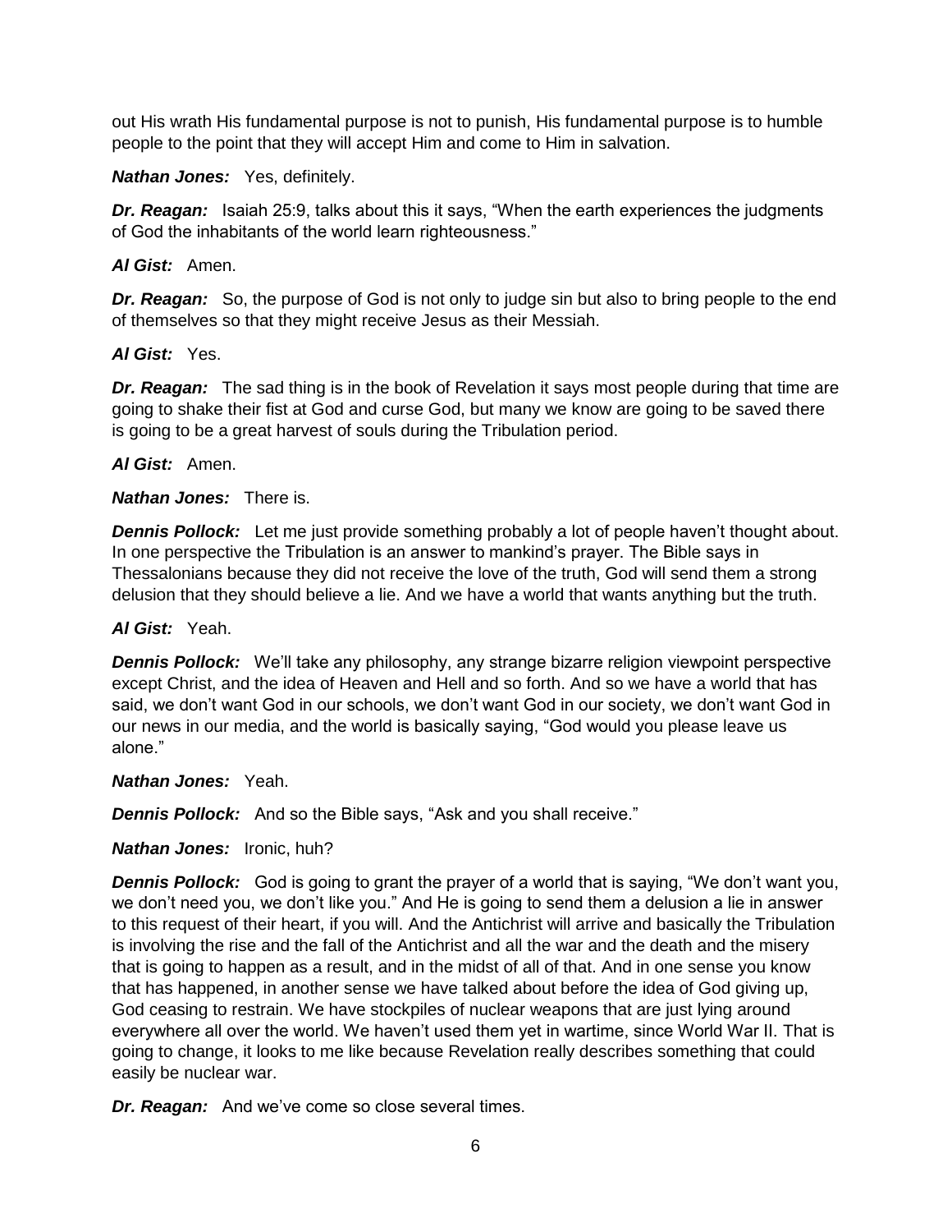out His wrath His fundamental purpose is not to punish, His fundamental purpose is to humble people to the point that they will accept Him and come to Him in salvation.

***Nathan Jones:*** Yes, definitely.

***Dr. Reagan:*** Isaiah 25:9, talks about this it says, "When the earth experiences the judgments of God the inhabitants of the world learn righteousness."

***Al Gist:*** Amen.

***Dr. Reagan:*** So, the purpose of God is not only to judge sin but also to bring people to the end of themselves so that they might receive Jesus as their Messiah.

***Al Gist:*** Yes.

***Dr. Reagan:*** The sad thing is in the book of Revelation it says most people during that time are going to shake their fist at God and curse God, but many we know are going to be saved there is going to be a great harvest of souls during the Tribulation period.

***Al Gist:*** Amen.

***Nathan Jones:*** There is.

***Dennis Pollock:*** Let me just provide something probably a lot of people haven't thought about. In one perspective the Tribulation is an answer to mankind's prayer. The Bible says in Thessalonians because they did not receive the love of the truth, God will send them a strong delusion that they should believe a lie. And we have a world that wants anything but the truth.

***Al Gist:*** Yeah.

***Dennis Pollock:*** We'll take any philosophy, any strange bizarre religion viewpoint perspective except Christ, and the idea of Heaven and Hell and so forth. And so we have a world that has said, we don't want God in our schools, we don't want God in our society, we don't want God in our news in our media, and the world is basically saying, "God would you please leave us alone."

***Nathan Jones:*** Yeah.

***Dennis Pollock:*** And so the Bible says, "Ask and you shall receive."

***Nathan Jones:*** Ironic, huh?

***Dennis Pollock:*** God is going to grant the prayer of a world that is saying, "We don't want you, we don't need you, we don't like you." And He is going to send them a delusion a lie in answer to this request of their heart, if you will. And the Antichrist will arrive and basically the Tribulation is involving the rise and the fall of the Antichrist and all the war and the death and the misery that is going to happen as a result, and in the midst of all of that. And in one sense you know that has happened, in another sense we have talked about before the idea of God giving up, God ceasing to restrain. We have stockpiles of nuclear weapons that are just lying around everywhere all over the world. We haven't used them yet in wartime, since World War II. That is going to change, it looks to me like because Revelation really describes something that could easily be nuclear war.

***Dr. Reagan:*** And we've come so close several times.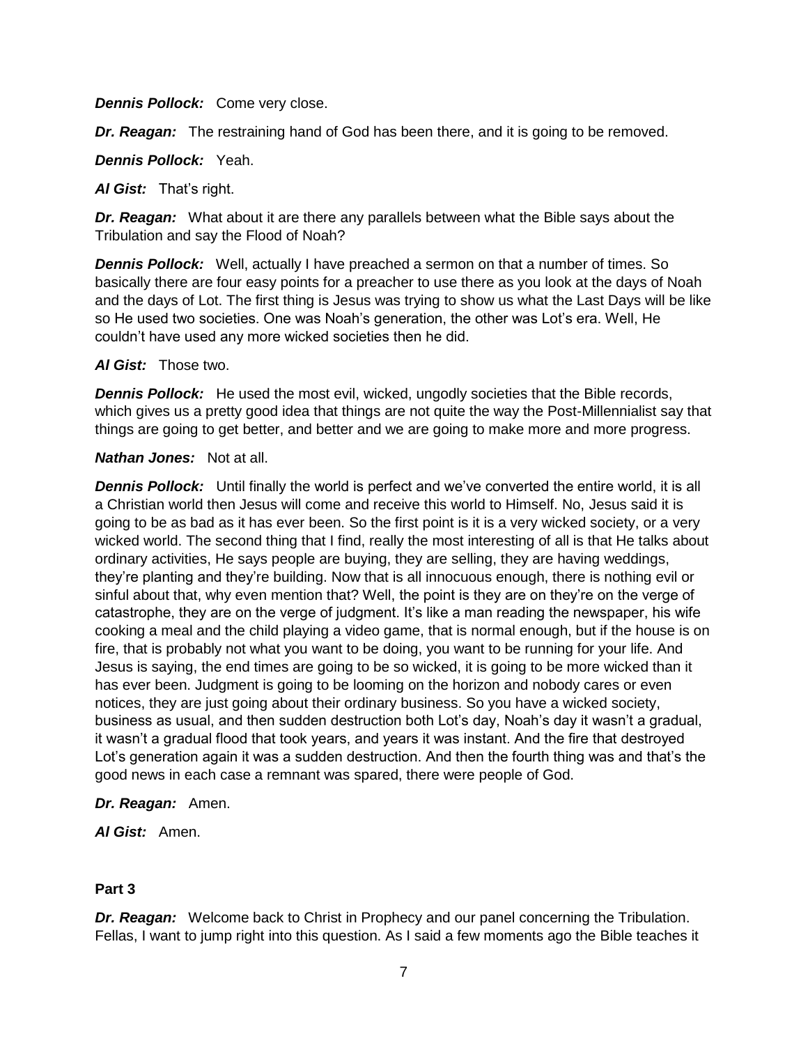***Dennis Pollock:*** Come very close.

***Dr. Reagan:*** The restraining hand of God has been there, and it is going to be removed.

***Dennis Pollock:*** Yeah.

***Al Gist:*** That's right.

***Dr. Reagan:*** What about it are there any parallels between what the Bible says about the Tribulation and say the Flood of Noah?

***Dennis Pollock:*** Well, actually I have preached a sermon on that a number of times. So basically there are four easy points for a preacher to use there as you look at the days of Noah and the days of Lot. The first thing is Jesus was trying to show us what the Last Days will be like so He used two societies. One was Noah's generation, the other was Lot's era. Well, He couldn't have used any more wicked societies then he did.

***Al Gist:*** Those two.

***Dennis Pollock:*** He used the most evil, wicked, ungodly societies that the Bible records, which gives us a pretty good idea that things are not quite the way the Post-Millennialist say that things are going to get better, and better and we are going to make more and more progress.

***Nathan Jones:*** Not at all.

***Dennis Pollock:*** Until finally the world is perfect and we've converted the entire world, it is all a Christian world then Jesus will come and receive this world to Himself. No, Jesus said it is going to be as bad as it has ever been. So the first point is it is a very wicked society, or a very wicked world. The second thing that I find, really the most interesting of all is that He talks about ordinary activities, He says people are buying, they are selling, they are having weddings, they're planting and they're building. Now that is all innocuous enough, there is nothing evil or sinful about that, why even mention that? Well, the point is they are on they're on the verge of catastrophe, they are on the verge of judgment. It's like a man reading the newspaper, his wife cooking a meal and the child playing a video game, that is normal enough, but if the house is on fire, that is probably not what you want to be doing, you want to be running for your life. And Jesus is saying, the end times are going to be so wicked, it is going to be more wicked than it has ever been. Judgment is going to be looming on the horizon and nobody cares or even notices, they are just going about their ordinary business. So you have a wicked society, business as usual, and then sudden destruction both Lot's day, Noah's day it wasn't a gradual, it wasn't a gradual flood that took years, and years it was instant. And the fire that destroyed Lot's generation again it was a sudden destruction. And then the fourth thing was and that's the good news in each case a remnant was spared, there were people of God.

***Dr. Reagan:*** Amen.

***Al Gist:*** Amen.

**Part 3**

***Dr. Reagan:*** Welcome back to Christ in Prophecy and our panel concerning the Tribulation. Fellas, I want to jump right into this question. As I said a few moments ago the Bible teaches it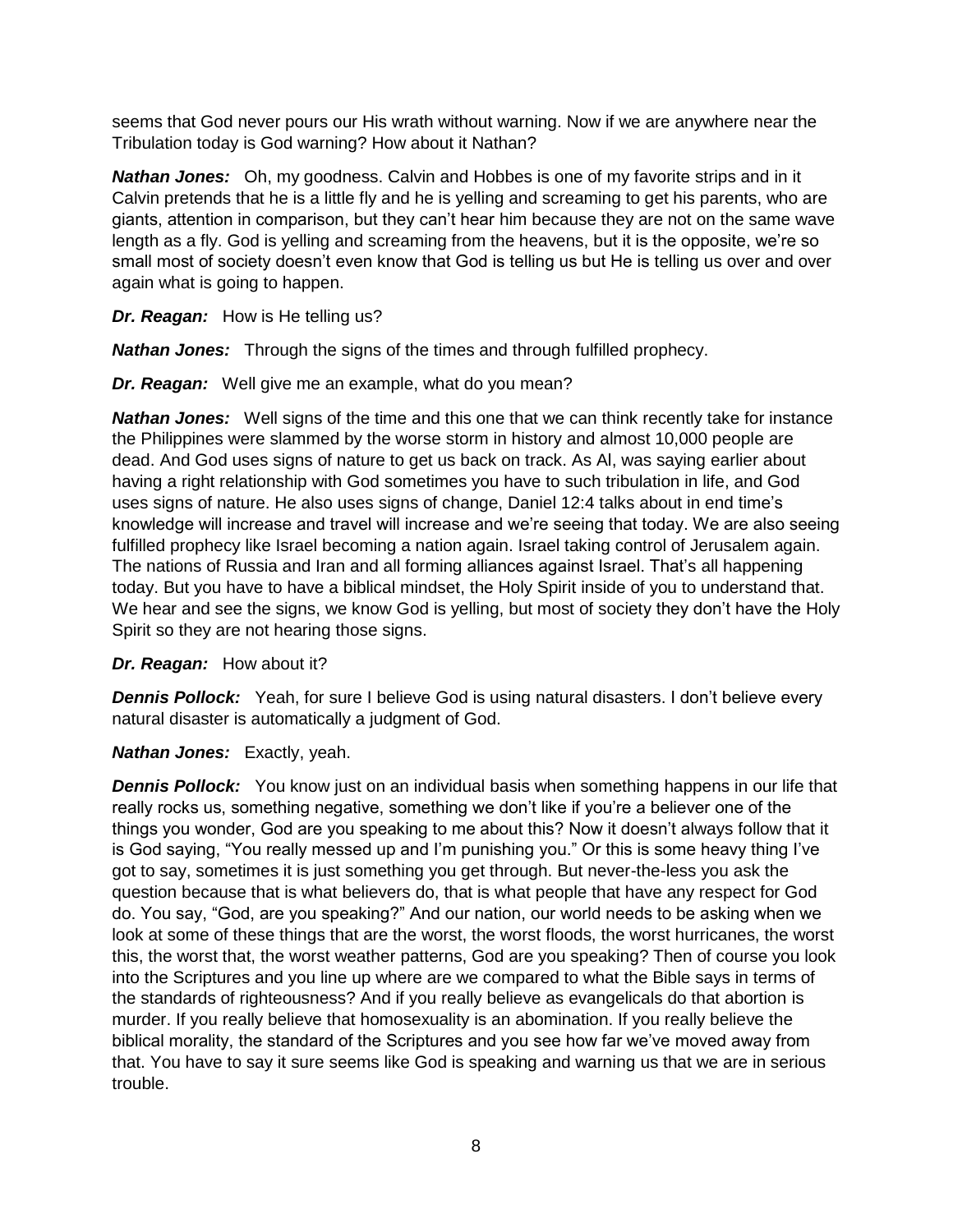seems that God never pours our His wrath without warning. Now if we are anywhere near the Tribulation today is God warning? How about it Nathan?

***Nathan Jones:*** Oh, my goodness. Calvin and Hobbes is one of my favorite strips and in it Calvin pretends that he is a little fly and he is yelling and screaming to get his parents, who are giants, attention in comparison, but they can't hear him because they are not on the same wave length as a fly. God is yelling and screaming from the heavens, but it is the opposite, we're so small most of society doesn't even know that God is telling us but He is telling us over and over again what is going to happen.

***Dr. Reagan:*** How is He telling us?

***Nathan Jones:*** Through the signs of the times and through fulfilled prophecy.

***Dr. Reagan:*** Well give me an example, what do you mean?

***Nathan Jones:*** Well signs of the time and this one that we can think recently take for instance the Philippines were slammed by the worse storm in history and almost 10,000 people are dead. And God uses signs of nature to get us back on track. As Al, was saying earlier about having a right relationship with God sometimes you have to such tribulation in life, and God uses signs of nature. He also uses signs of change, Daniel 12:4 talks about in end time's knowledge will increase and travel will increase and we're seeing that today. We are also seeing fulfilled prophecy like Israel becoming a nation again. Israel taking control of Jerusalem again. The nations of Russia and Iran and all forming alliances against Israel. That's all happening today. But you have to have a biblical mindset, the Holy Spirit inside of you to understand that. We hear and see the signs, we know God is yelling, but most of society they don't have the Holy Spirit so they are not hearing those signs.

***Dr. Reagan:*** How about it?

***Dennis Pollock:*** Yeah, for sure I believe God is using natural disasters. I don't believe every natural disaster is automatically a judgment of God.

***Nathan Jones:*** Exactly, yeah.

***Dennis Pollock:*** You know just on an individual basis when something happens in our life that really rocks us, something negative, something we don't like if you're a believer one of the things you wonder, God are you speaking to me about this? Now it doesn't always follow that it is God saying, "You really messed up and I'm punishing you." Or this is some heavy thing I've got to say, sometimes it is just something you get through. But never-the-less you ask the question because that is what believers do, that is what people that have any respect for God do. You say, "God, are you speaking?" And our nation, our world needs to be asking when we look at some of these things that are the worst, the worst floods, the worst hurricanes, the worst this, the worst that, the worst weather patterns, God are you speaking? Then of course you look into the Scriptures and you line up where are we compared to what the Bible says in terms of the standards of righteousness? And if you really believe as evangelicals do that abortion is murder. If you really believe that homosexuality is an abomination. If you really believe the biblical morality, the standard of the Scriptures and you see how far we've moved away from that. You have to say it sure seems like God is speaking and warning us that we are in serious trouble.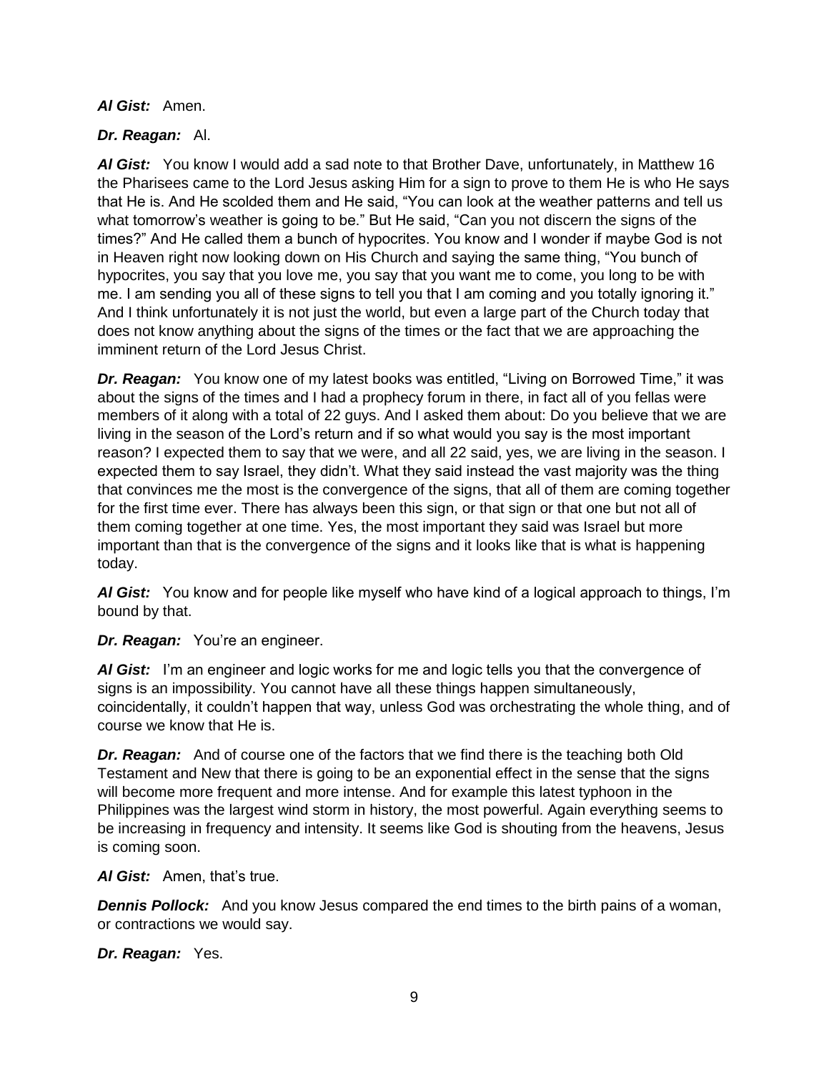***Al Gist:*** Amen.

***Dr. Reagan:*** Al.

***Al Gist:*** You know I would add a sad note to that Brother Dave, unfortunately, in Matthew 16 the Pharisees came to the Lord Jesus asking Him for a sign to prove to them He is who He says that He is. And He scolded them and He said, "You can look at the weather patterns and tell us what tomorrow's weather is going to be." But He said, "Can you not discern the signs of the times?" And He called them a bunch of hypocrites. You know and I wonder if maybe God is not in Heaven right now looking down on His Church and saying the same thing, "You bunch of hypocrites, you say that you love me, you say that you want me to come, you long to be with me. I am sending you all of these signs to tell you that I am coming and you totally ignoring it." And I think unfortunately it is not just the world, but even a large part of the Church today that does not know anything about the signs of the times or the fact that we are approaching the imminent return of the Lord Jesus Christ.

***Dr. Reagan:*** You know one of my latest books was entitled, "Living on Borrowed Time," it was about the signs of the times and I had a prophecy forum in there, in fact all of you fellas were members of it along with a total of 22 guys. And I asked them about: Do you believe that we are living in the season of the Lord's return and if so what would you say is the most important reason? I expected them to say that we were, and all 22 said, yes, we are living in the season. I expected them to say Israel, they didn't. What they said instead the vast majority was the thing that convinces me the most is the convergence of the signs, that all of them are coming together for the first time ever. There has always been this sign, or that sign or that one but not all of them coming together at one time. Yes, the most important they said was Israel but more important than that is the convergence of the signs and it looks like that is what is happening today.

***Al Gist:*** You know and for people like myself who have kind of a logical approach to things, I'm bound by that.

***Dr. Reagan:*** You're an engineer.

***Al Gist:*** I'm an engineer and logic works for me and logic tells you that the convergence of signs is an impossibility. You cannot have all these things happen simultaneously, coincidentally, it couldn't happen that way, unless God was orchestrating the whole thing, and of course we know that He is.

***Dr. Reagan:*** And of course one of the factors that we find there is the teaching both Old Testament and New that there is going to be an exponential effect in the sense that the signs will become more frequent and more intense. And for example this latest typhoon in the Philippines was the largest wind storm in history, the most powerful. Again everything seems to be increasing in frequency and intensity. It seems like God is shouting from the heavens, Jesus is coming soon.

***Al Gist:*** Amen, that's true.

***Dennis Pollock:*** And you know Jesus compared the end times to the birth pains of a woman, or contractions we would say.

***Dr. Reagan:*** Yes.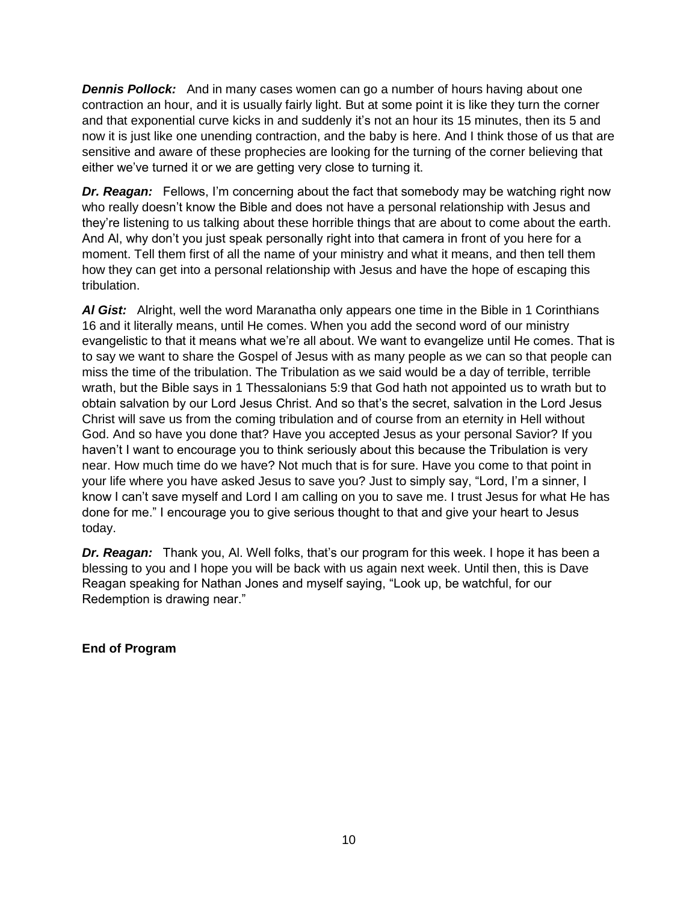***Dennis Pollock:*** And in many cases women can go a number of hours having about one contraction an hour, and it is usually fairly light. But at some point it is like they turn the corner and that exponential curve kicks in and suddenly it's not an hour its 15 minutes, then its 5 and now it is just like one unending contraction, and the baby is here. And I think those of us that are sensitive and aware of these prophecies are looking for the turning of the corner believing that either we've turned it or we are getting very close to turning it.

***Dr. Reagan:*** Fellows, I'm concerning about the fact that somebody may be watching right now who really doesn't know the Bible and does not have a personal relationship with Jesus and they're listening to us talking about these horrible things that are about to come about the earth. And Al, why don't you just speak personally right into that camera in front of you here for a moment. Tell them first of all the name of your ministry and what it means, and then tell them how they can get into a personal relationship with Jesus and have the hope of escaping this tribulation.

***Al Gist:*** Alright, well the word Maranatha only appears one time in the Bible in 1 Corinthians 16 and it literally means, until He comes. When you add the second word of our ministry evangelistic to that it means what we're all about. We want to evangelize until He comes. That is to say we want to share the Gospel of Jesus with as many people as we can so that people can miss the time of the tribulation. The Tribulation as we said would be a day of terrible, terrible wrath, but the Bible says in 1 Thessalonians 5:9 that God hath not appointed us to wrath but to obtain salvation by our Lord Jesus Christ. And so that's the secret, salvation in the Lord Jesus Christ will save us from the coming tribulation and of course from an eternity in Hell without God. And so have you done that? Have you accepted Jesus as your personal Savior? If you haven't I want to encourage you to think seriously about this because the Tribulation is very near. How much time do we have? Not much that is for sure. Have you come to that point in your life where you have asked Jesus to save you? Just to simply say, "Lord, I'm a sinner, I know I can't save myself and Lord I am calling on you to save me. I trust Jesus for what He has done for me." I encourage you to give serious thought to that and give your heart to Jesus today.

***Dr. Reagan:*** Thank you, Al. Well folks, that's our program for this week. I hope it has been a blessing to you and I hope you will be back with us again next week. Until then, this is Dave Reagan speaking for Nathan Jones and myself saying, "Look up, be watchful, for our Redemption is drawing near."

**End of Program**